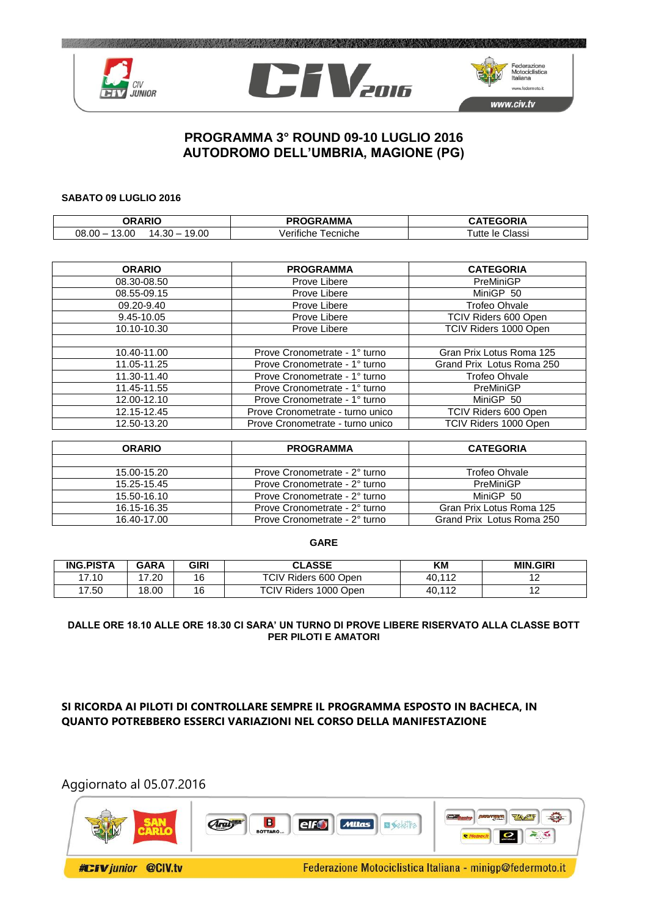# PROGRAMMA 3° ROUND 09-10 LUGLIO 2016
# AUTODROMO DELL'UMBRIA, MAGIONE (PG)

**SABATO 09 LUGLIO 2016**

| ORARIO | PROGRAMMA | CATEGORIA |
|---|---|---|
| 08.00 – 13.00    14.30 – 19.00 | Verifiche Tecniche | Tutte le Classi |

| ORARIO | PROGRAMMA | CATEGORIA |
|---|---|---|
| 08.30-08.50 | Prove Libere | PreMiniGP |
| 08.55-09.15 | Prove Libere | MiniGP 50 |
| 09.20-9.40 | Prove Libere | Trofeo Ohvale |
| 9.45-10.05 | Prove Libere | TCIV Riders 600 Open |
| 10.10-10.30 | Prove Libere | TCIV Riders 1000 Open |
| | | |
| 10.40-11.00 | Prove Cronometrate - 1° turno | Gran Prix Lotus Roma 125 |
| 11.05-11.25 | Prove Cronometrate - 1° turno | Grand Prix Lotus Roma 250 |
| 11.30-11.40 | Prove Cronometrate - 1° turno | Trofeo Ohvale |
| 11.45-11.55 | Prove Cronometrate - 1° turno | PreMiniGP |
| 12.00-12.10 | Prove Cronometrate - 1° turno | MiniGP 50 |
| 12.15-12.45 | Prove Cronometrate - turno unico | TCIV Riders 600 Open |
| 12.50-13.20 | Prove Cronometrate - turno unico | TCIV Riders 1000 Open |

| ORARIO | PROGRAMMA | CATEGORIA |
|---|---|---|
| | | |
| 15.00-15.20 | Prove Cronometrate - 2° turno | Trofeo Ohvale |
| 15.25-15.45 | Prove Cronometrate - 2° turno | PreMiniGP |
| 15.50-16.10 | Prove Cronometrate - 2° turno | MiniGP 50 |
| 16.15-16.35 | Prove Cronometrate - 2° turno | Gran Prix Lotus Roma 125 |
| 16.40-17.00 | Prove Cronometrate - 2° turno | Grand Prix Lotus Roma 250 |

**GARE**

| ING.PISTA | GARA | GIRI | CLASSE | KM | MIN.GIRI |
|---|---|---|---|---|---|
| 17.10 | 17.20 | 16 | TCIV Riders 600 Open | 40,112 | 12 |
| 17.50 | 18.00 | 16 | TCIV Riders 1000 Open | 40,112 | 12 |

**DALLE ORE 18.10 ALLE ORE 18.30 CI SARA' UN TURNO DI PROVE LIBERE RISERVATO ALLA CLASSE BOTT PER PILOTI E AMATORI**

**SI RICORDA AI PILOTI DI CONTROLLARE SEMPRE IL PROGRAMMA ESPOSTO IN BACHECA, IN QUANTO POTREBBERO ESSERCI VARIAZIONI NEL CORSO DELLA MANIFESTAZIONE**

Aggiornato al 05.07.2016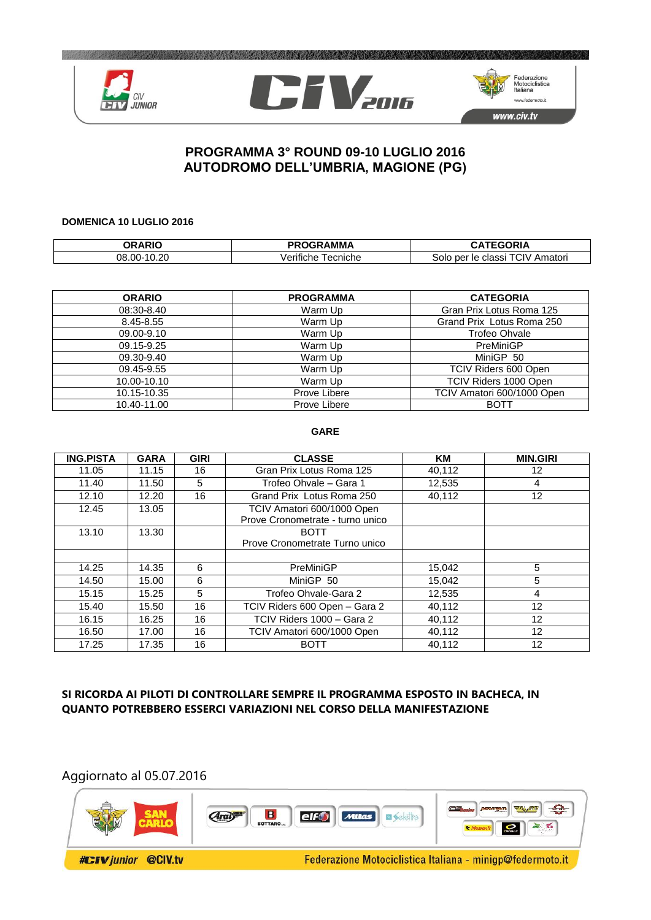## PROGRAMMA 3° ROUND 09-10 LUGLIO 2016
## AUTODROMO DELL'UMBRIA, MAGIONE (PG)

**DOMENICA 10 LUGLIO 2016**

| ORARIO | PROGRAMMA | CATEGORIA |
|---|---|---|
| 08.00-10.20 | Verifiche Tecniche | Solo per le classi TCIV Amatori |

| ORARIO | PROGRAMMA | CATEGORIA |
|---|---|---|
| 08:30-8.40 | Warm Up | Gran Prix Lotus Roma 125 |
| 8.45-8.55 | Warm Up | Grand Prix Lotus Roma 250 |
| 09.00-9.10 | Warm Up | Trofeo Ohvale |
| 09.15-9.25 | Warm Up | PreMiniGP |
| 09.30-9.40 | Warm Up | MiniGP 50 |
| 09.45-9.55 | Warm Up | TCIV Riders 600 Open |
| 10.00-10.10 | Warm Up | TCIV Riders 1000 Open |
| 10.15-10.35 | Prove Libere | TCIV Amatori 600/1000 Open |
| 10.40-11.00 | Prove Libere | BOTT |

**GARE**

| ING.PISTA | GARA | GIRI | CLASSE | KM | MIN.GIRI |
|---|---|---|---|---|---|
| 11.05 | 11.15 | 16 | Gran Prix Lotus Roma 125 | 40,112 | 12 |
| 11.40 | 11.50 | 5 | Trofeo Ohvale – Gara 1 | 12,535 | 4 |
| 12.10 | 12.20 | 16 | Grand Prix Lotus Roma 250 | 40,112 | 12 |
| 12.45 | 13.05 | | TCIV Amatori 600/1000 Open Prove Cronometrate - turno unico | | |
| 13.10 | 13.30 | | BOTT Prove Cronometrate Turno unico | | |
| | | | | | |
| 14.25 | 14.35 | 6 | PreMiniGP | 15,042 | 5 |
| 14.50 | 15.00 | 6 | MiniGP 50 | 15,042 | 5 |
| 15.15 | 15.25 | 5 | Trofeo Ohvale-Gara 2 | 12,535 | 4 |
| 15.40 | 15.50 | 16 | TCIV Riders 600 Open – Gara 2 | 40,112 | 12 |
| 16.15 | 16.25 | 16 | TCIV Riders 1000 – Gara 2 | 40,112 | 12 |
| 16.50 | 17.00 | 16 | TCIV Amatori 600/1000 Open | 40,112 | 12 |
| 17.25 | 17.35 | 16 | BOTT | 40,112 | 12 |

**SI RICORDA AI PILOTI DI CONTROLLARE SEMPRE IL PROGRAMMA ESPOSTO IN BACHECA, IN QUANTO POTREBBERO ESSERCI VARIAZIONI NEL CORSO DELLA MANIFESTAZIONE**

Aggiornato al 05.07.2016

#CIVjunior @CIV.tv

Federazione Motociclistica Italiana - minigp@federmoto.it